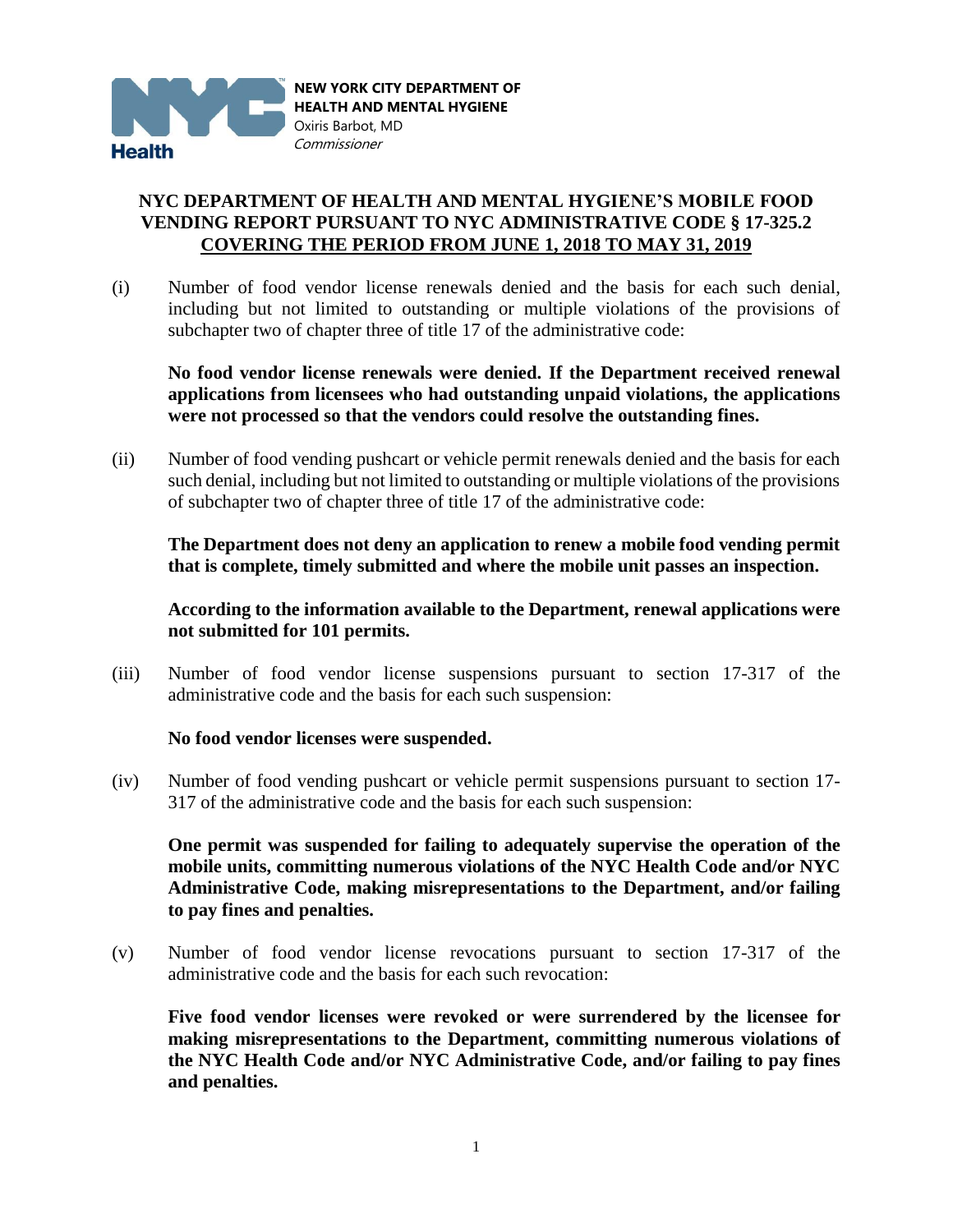**NEW YORK CITY DEPARTMENT OF HEALTH AND MENTAL HYGIENE**
Oxiris Barbot, MD
*Commissioner*

# NYC DEPARTMENT OF HEALTH AND MENTAL HYGIENE'S MOBILE FOOD VENDING REPORT PURSUANT TO NYC ADMINISTRATIVE CODE § 17-325.2 COVERING THE PERIOD FROM JUNE 1, 2018 TO MAY 31, 2019

(i) Number of food vendor license renewals denied and the basis for each such denial, including but not limited to outstanding or multiple violations of the provisions of subchapter two of chapter three of title 17 of the administrative code:

**No food vendor license renewals were denied. If the Department received renewal applications from licensees who had outstanding unpaid violations, the applications were not processed so that the vendors could resolve the outstanding fines.**

(ii) Number of food vending pushcart or vehicle permit renewals denied and the basis for each such denial, including but not limited to outstanding or multiple violations of the provisions of subchapter two of chapter three of title 17 of the administrative code:

**The Department does not deny an application to renew a mobile food vending permit that is complete, timely submitted and where the mobile unit passes an inspection.**

**According to the information available to the Department, renewal applications were not submitted for 101 permits.**

(iii) Number of food vendor license suspensions pursuant to section 17-317 of the administrative code and the basis for each such suspension:

**No food vendor licenses were suspended.**

(iv) Number of food vending pushcart or vehicle permit suspensions pursuant to section 17-317 of the administrative code and the basis for each such suspension:

**One permit was suspended for failing to adequately supervise the operation of the mobile units, committing numerous violations of the NYC Health Code and/or NYC Administrative Code, making misrepresentations to the Department, and/or failing to pay fines and penalties.**

(v) Number of food vendor license revocations pursuant to section 17-317 of the administrative code and the basis for each such revocation:

**Five food vendor licenses were revoked or were surrendered by the licensee for making misrepresentations to the Department, committing numerous violations of the NYC Health Code and/or NYC Administrative Code, and/or failing to pay fines and penalties.**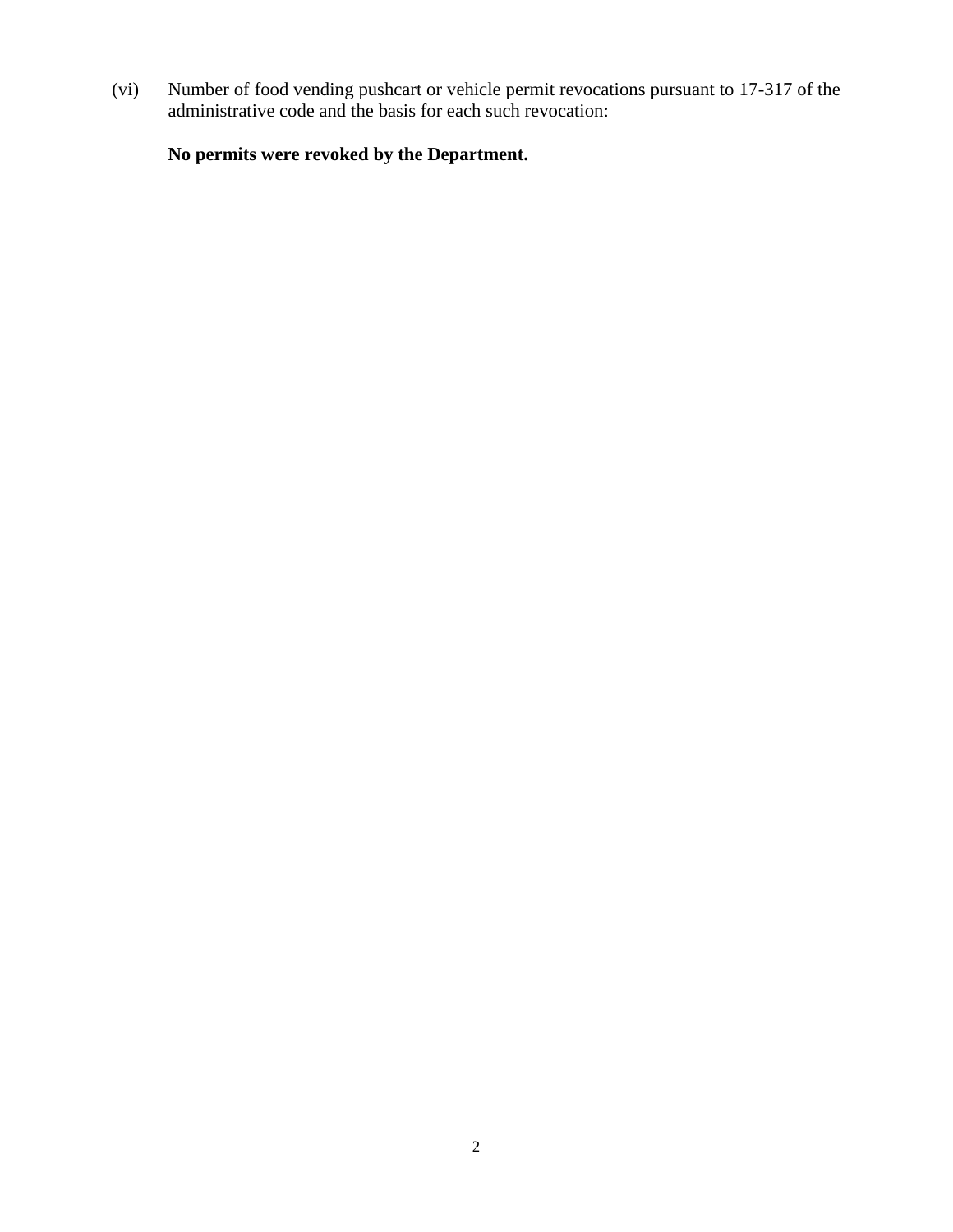(vi) Number of food vending pushcart or vehicle permit revocations pursuant to 17-317 of the administrative code and the basis for each such revocation:

**No permits were revoked by the Department.**